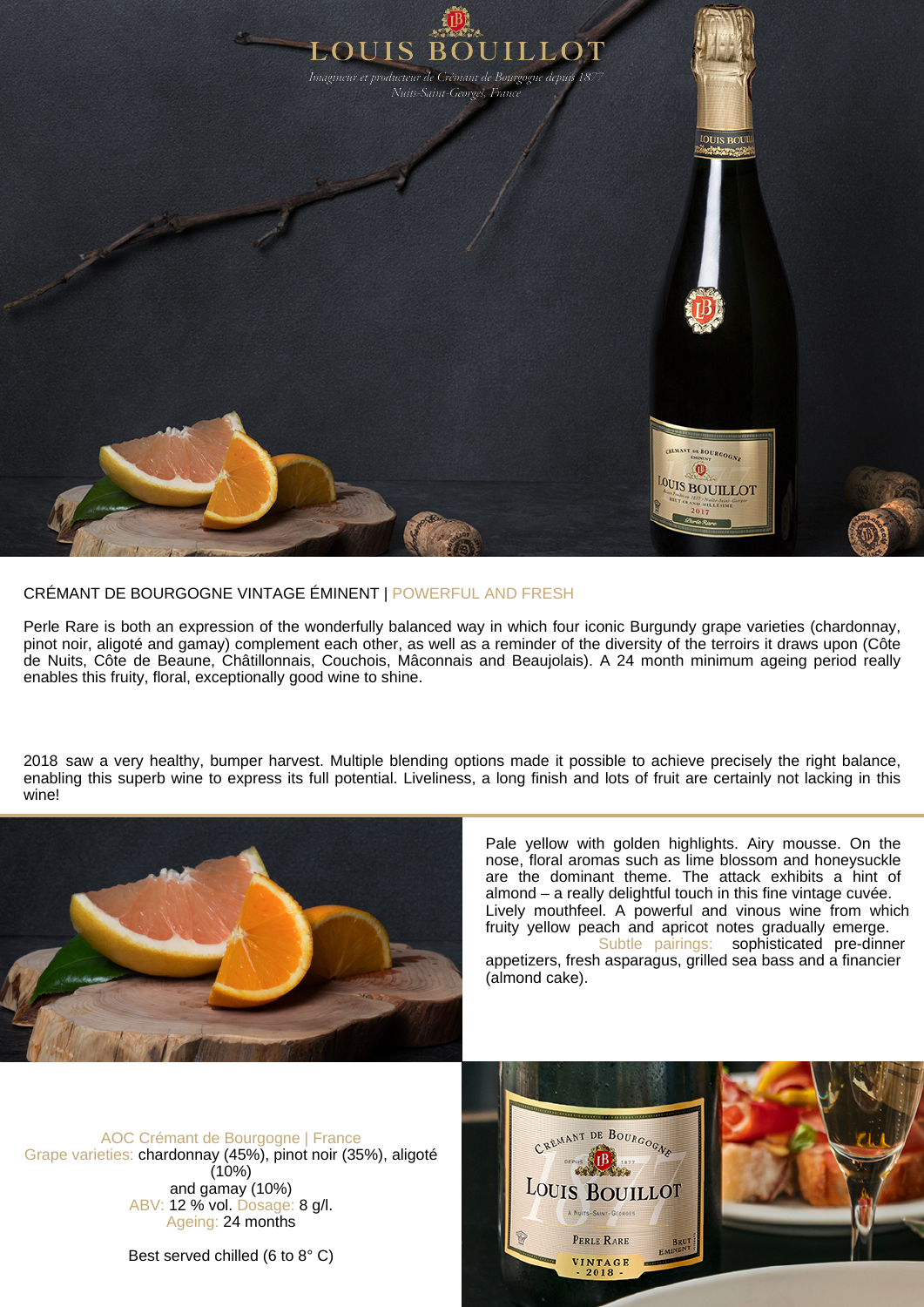LOUIS BOUILLOT

*Imagineur et producteur de Crémant de Bourgogne depuis 1877*
*Nuits-Saint-Georges, France*

## CRÉMANT DE BOURGOGNE VINTAGE ÉMINENT | POWERFUL AND FRESH

Perle Rare is both an expression of the wonderfully balanced way in which four iconic Burgundy grape varieties (chardonnay, pinot noir, aligoté and gamay) complement each other, as well as a reminder of the diversity of the terroirs it draws upon (Côte de Nuits, Côte de Beaune, Châtillonnais, Couchois, Mâconnais and Beaujolais). A 24 month minimum ageing period really enables this fruity, floral, exceptionally good wine to shine.

2018 saw a very healthy, bumper harvest. Multiple blending options made it possible to achieve precisely the right balance, enabling this superb wine to express its full potential. Liveliness, a long finish and lots of fruit are certainly not lacking in this wine!

Pale yellow with golden highlights. Airy mousse. On the nose, floral aromas such as lime blossom and honeysuckle are the dominant theme. The attack exhibits a hint of almond – a really delightful touch in this fine vintage cuvée. Lively mouthfeel. A powerful and vinous wine from which fruity yellow peach and apricot notes gradually emerge. Subtle pairings: sophisticated pre-dinner appetizers, fresh asparagus, grilled sea bass and a financier (almond cake).

AOC Crémant de Bourgogne | France
Grape varieties: chardonnay (45%), pinot noir (35%), aligoté (10%) and gamay (10%)
ABV: 12 % vol. Dosage: 8 g/l.
Ageing: 24 months

Best served chilled (6 to 8° C)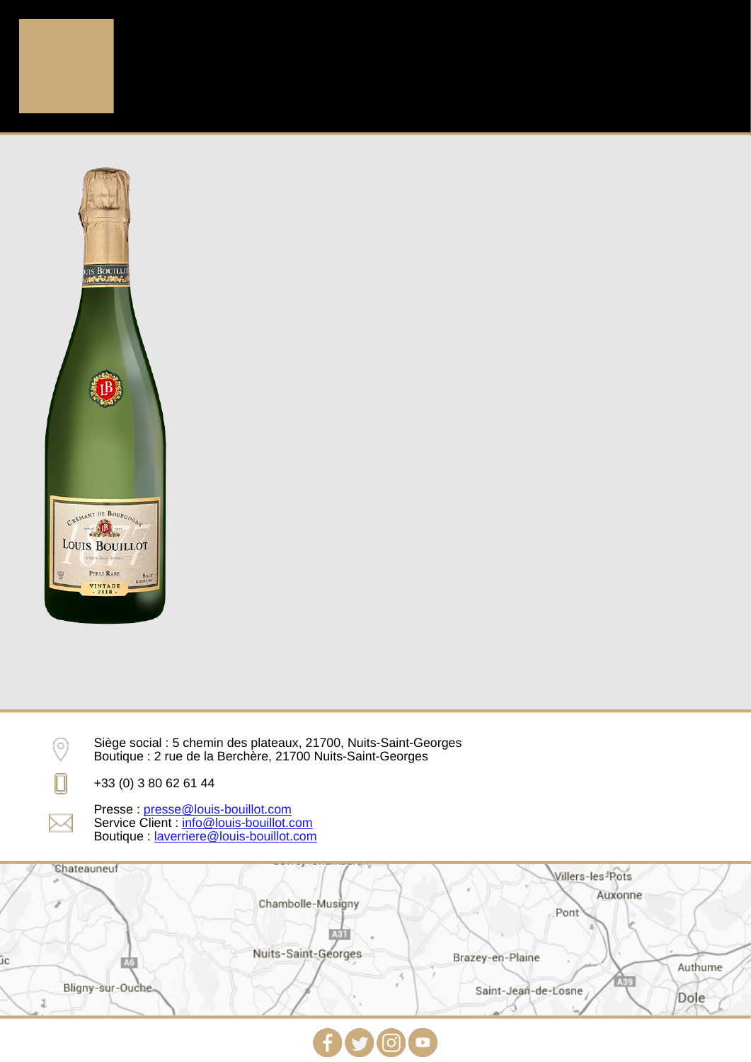Siège social : 5 chemin des plateaux, 21700, Nuits-Saint-Georges
Boutique : 2 rue de la Berchère, 21700 Nuits-Saint-Georges

+33 (0) 3 80 62 61 44

Presse : presse@louis-bouillot.com
Service Client : info@louis-bouillot.com
Boutique : laverriere@louis-bouillot.com